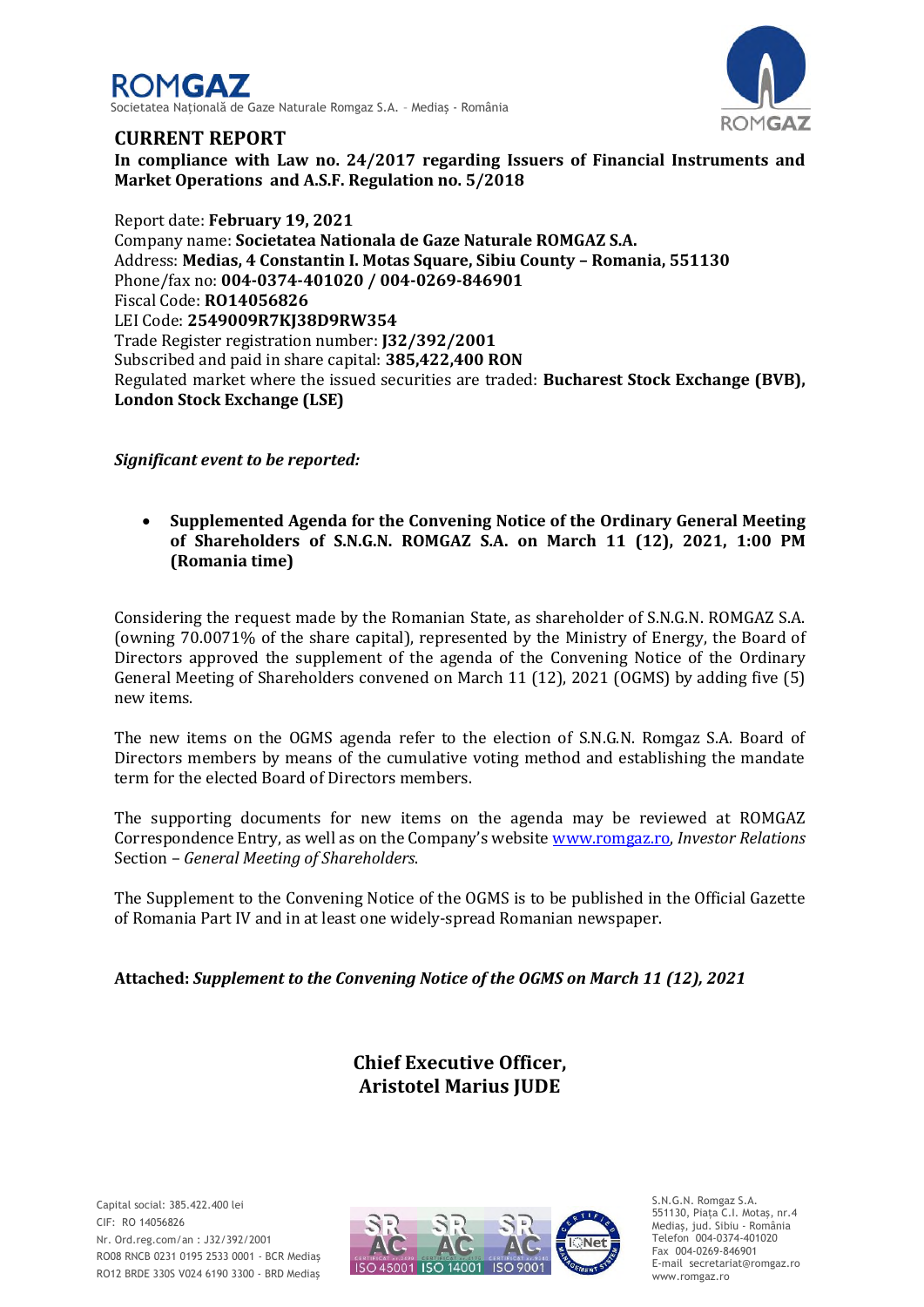ROMGAZ

Societatea Națională de Gaze Naturale Romgaz S.A. – Mediaș - România

# CURRENT REPORT

**In compliance with Law no. 24/2017 regarding Issuers of Financial Instruments and Market Operations and A.S.F. Regulation no. 5/2018**

Report date: **February 19, 2021**
Company name: **Societatea Nationala de Gaze Naturale ROMGAZ S.A.**
Address: **Medias, 4 Constantin I. Motas Square, Sibiu County – Romania, 551130**
Phone/fax no: **004-0374-401020 / 004-0269-846901**
Fiscal Code: **RO14056826**
LEI Code: **2549009R7KJ38D9RW354**
Trade Register registration number: **J32/392/2001**
Subscribed and paid in share capital: **385,422,400 RON**
Regulated market where the issued securities are traded: **Bucharest Stock Exchange (BVB), London Stock Exchange (LSE)**

***Significant event to be reported:***

- **Supplemented Agenda for the Convening Notice of the Ordinary General Meeting of Shareholders of S.N.G.N. ROMGAZ S.A. on March 11 (12), 2021, 1:00 PM (Romania time)**

Considering the request made by the Romanian State, as shareholder of S.N.G.N. ROMGAZ S.A. (owning 70.0071% of the share capital), represented by the Ministry of Energy, the Board of Directors approved the supplement of the agenda of the Convening Notice of the Ordinary General Meeting of Shareholders convened on March 11 (12), 2021 (OGMS) by adding five (5) new items.

The new items on the OGMS agenda refer to the election of S.N.G.N. Romgaz S.A. Board of Directors members by means of the cumulative voting method and establishing the mandate term for the elected Board of Directors members.

The supporting documents for new items on the agenda may be reviewed at ROMGAZ Correspondence Entry, as well as on the Company's website www.romgaz.ro, *Investor Relations* Section – *General Meeting of Shareholders*.

The Supplement to the Convening Notice of the OGMS is to be published in the Official Gazette of Romania Part IV and in at least one widely-spread Romanian newspaper.

**Attached:** ***Supplement to the Convening Notice of the OGMS on March 11 (12), 2021***

**Chief Executive Officer,**
**Aristotel Marius JUDE**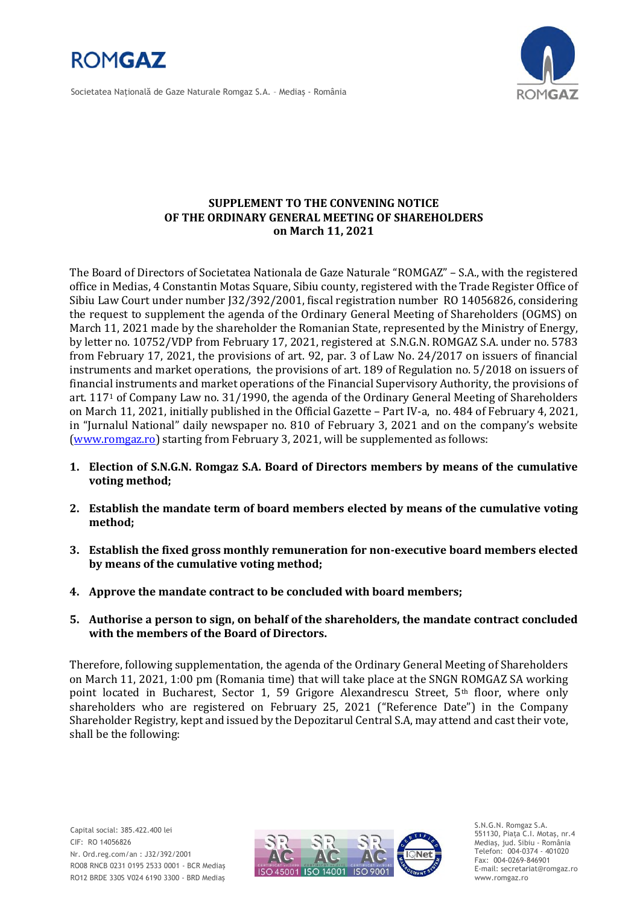**SUPPLEMENT TO THE CONVENING NOTICE**
**OF THE ORDINARY GENERAL MEETING OF SHAREHOLDERS**
**on March 11, 2021**

The Board of Directors of Societatea Nationala de Gaze Naturale "ROMGAZ" – S.A., with the registered office in Medias, 4 Constantin Motas Square, Sibiu county, registered with the Trade Register Office of Sibiu Law Court under number J32/392/2001, fiscal registration number RO 14056826, considering the request to supplement the agenda of the Ordinary General Meeting of Shareholders (OGMS) on March 11, 2021 made by the shareholder the Romanian State, represented by the Ministry of Energy, by letter no. 10752/VDP from February 17, 2021, registered at S.N.G.N. ROMGAZ S.A. under no. 5783 from February 17, 2021, the provisions of art. 92, par. 3 of Law No. 24/2017 on issuers of financial instruments and market operations, the provisions of art. 189 of Regulation no. 5/2018 on issuers of financial instruments and market operations of the Financial Supervisory Authority, the provisions of art. 117[1] of Company Law no. 31/1990, the agenda of the Ordinary General Meeting of Shareholders on March 11, 2021, initially published in the Official Gazette – Part IV-a, no. 484 of February 4, 2021, in "Jurnalul National" daily newspaper no. 810 of February 3, 2021 and on the company's website (www.romgaz.ro) starting from February 3, 2021, will be supplemented as follows:

1. **Election of S.N.G.N. Romgaz S.A. Board of Directors members by means of the cumulative voting method;**
2. **Establish the mandate term of board members elected by means of the cumulative voting method;**
3. **Establish the fixed gross monthly remuneration for non-executive board members elected by means of the cumulative voting method;**
4. **Approve the mandate contract to be concluded with board members;**
5. **Authorise a person to sign, on behalf of the shareholders, the mandate contract concluded with the members of the Board of Directors.**

Therefore, following supplementation, the agenda of the Ordinary General Meeting of Shareholders on March 11, 2021, 1:00 pm (Romania time) that will take place at the SNGN ROMGAZ SA working point located in Bucharest, Sector 1, 59 Grigore Alexandrescu Street, 5th floor, where only shareholders who are registered on February 25, 2021 ("Reference Date") in the Company Shareholder Registry, kept and issued by the Depozitarul Central S.A, may attend and cast their vote, shall be the following: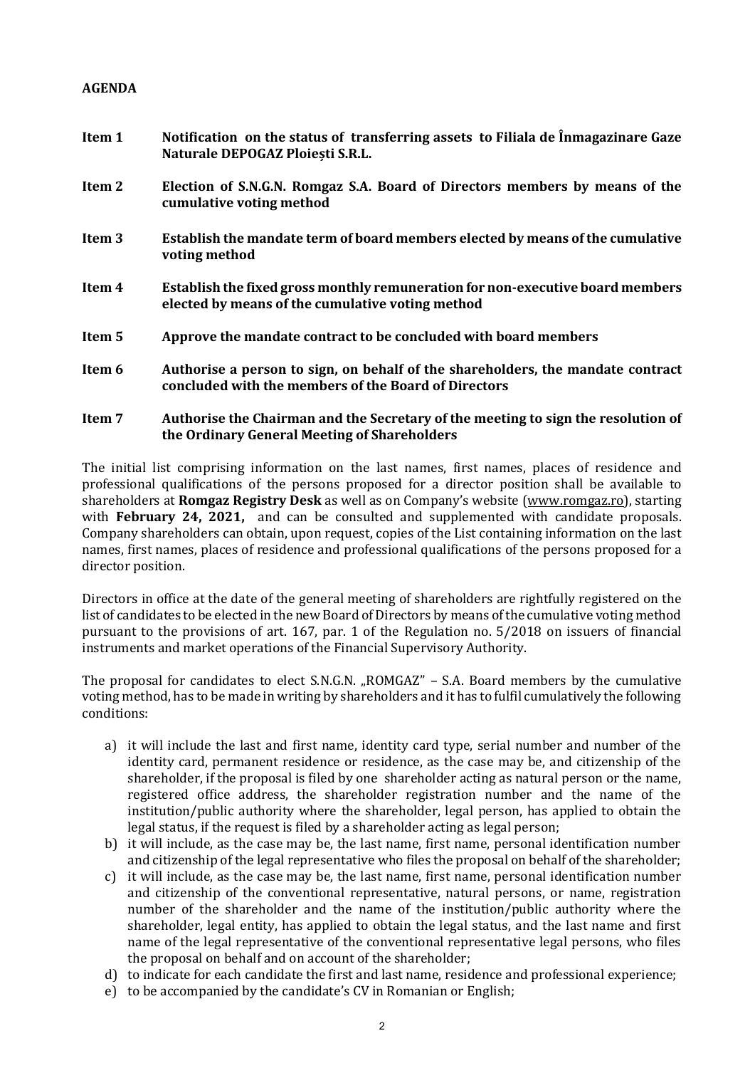**AGENDA**

**Item 1** **Notification on the status of transferring assets to Filiala de Înmagazinare Gaze Naturale DEPOGAZ Ploiești S.R.L.**

**Item 2** **Election of S.N.G.N. Romgaz S.A. Board of Directors members by means of the cumulative voting method**

**Item 3** **Establish the mandate term of board members elected by means of the cumulative voting method**

**Item 4** **Establish the fixed gross monthly remuneration for non-executive board members elected by means of the cumulative voting method**

**Item 5** **Approve the mandate contract to be concluded with board members**

**Item 6** **Authorise a person to sign, on behalf of the shareholders, the mandate contract concluded with the members of the Board of Directors**

**Item 7** **Authorise the Chairman and the Secretary of the meeting to sign the resolution of the Ordinary General Meeting of Shareholders**

The initial list comprising information on the last names, first names, places of residence and professional qualifications of the persons proposed for a director position shall be available to shareholders at **Romgaz Registry Desk** as well as on Company's website (www.romgaz.ro), starting with **February 24, 2021,** and can be consulted and supplemented with candidate proposals. Company shareholders can obtain, upon request, copies of the List containing information on the last names, first names, places of residence and professional qualifications of the persons proposed for a director position.

Directors in office at the date of the general meeting of shareholders are rightfully registered on the list of candidates to be elected in the new Board of Directors by means of the cumulative voting method pursuant to the provisions of art. 167, par. 1 of the Regulation no. 5/2018 on issuers of financial instruments and market operations of the Financial Supervisory Authority.

The proposal for candidates to elect S.N.G.N. „ROMGAZ" – S.A. Board members by the cumulative voting method, has to be made in writing by shareholders and it has to fulfil cumulatively the following conditions:

a) it will include the last and first name, identity card type, serial number and number of the identity card, permanent residence or residence, as the case may be, and citizenship of the shareholder, if the proposal is filed by one shareholder acting as natural person or the name, registered office address, the shareholder registration number and the name of the institution/public authority where the shareholder, legal person, has applied to obtain the legal status, if the request is filed by a shareholder acting as legal person;
b) it will include, as the case may be, the last name, first name, personal identification number and citizenship of the legal representative who files the proposal on behalf of the shareholder;
c) it will include, as the case may be, the last name, first name, personal identification number and citizenship of the conventional representative, natural persons, or name, registration number of the shareholder and the name of the institution/public authority where the shareholder, legal entity, has applied to obtain the legal status, and the last name and first name of the legal representative of the conventional representative legal persons, who files the proposal on behalf and on account of the shareholder;
d) to indicate for each candidate the first and last name, residence and professional experience;
e) to be accompanied by the candidate's CV in Romanian or English;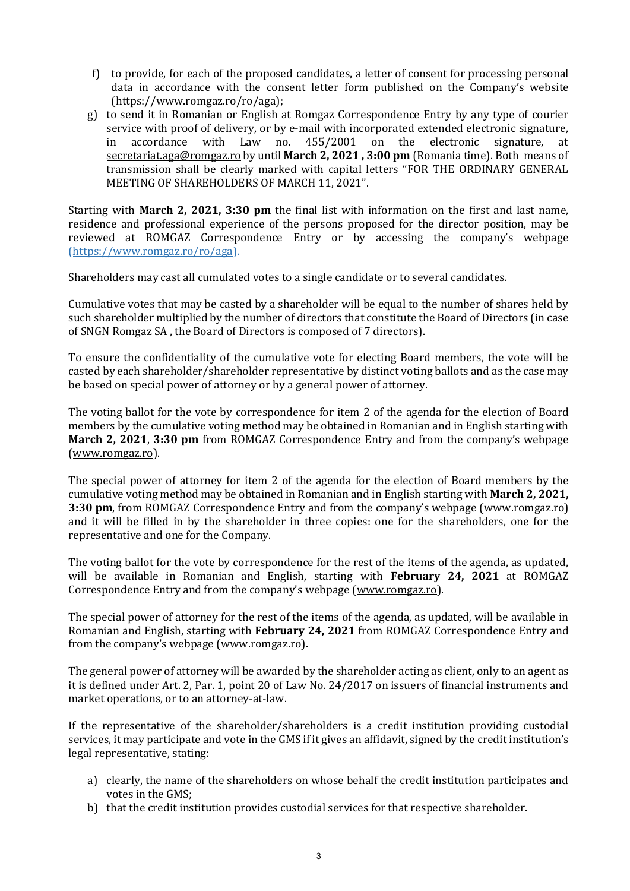f) to provide, for each of the proposed candidates, a letter of consent for processing personal data in accordance with the consent letter form published on the Company's website (https://www.romgaz.ro/ro/aga);

g) to send it in Romanian or English at Romgaz Correspondence Entry by any type of courier service with proof of delivery, or by e-mail with incorporated extended electronic signature, in accordance with Law no. 455/2001 on the electronic signature, at secretariat.aga@romgaz.ro by until **March 2, 2021 , 3:00 pm** (Romania time). Both means of transmission shall be clearly marked with capital letters "FOR THE ORDINARY GENERAL MEETING OF SHAREHOLDERS OF MARCH 11, 2021".

Starting with **March 2, 2021, 3:30 pm** the final list with information on the first and last name, residence and professional experience of the persons proposed for the director position, may be reviewed at ROMGAZ Correspondence Entry or by accessing the company's webpage (https://www.romgaz.ro/ro/aga).

Shareholders may cast all cumulated votes to a single candidate or to several candidates.

Cumulative votes that may be casted by a shareholder will be equal to the number of shares held by such shareholder multiplied by the number of directors that constitute the Board of Directors (in case of SNGN Romgaz SA , the Board of Directors is composed of 7 directors).

To ensure the confidentiality of the cumulative vote for electing Board members, the vote will be casted by each shareholder/shareholder representative by distinct voting ballots and as the case may be based on special power of attorney or by a general power of attorney.

The voting ballot for the vote by correspondence for item 2 of the agenda for the election of Board members by the cumulative voting method may be obtained in Romanian and in English starting with **March 2, 2021**, **3:30 pm** from ROMGAZ Correspondence Entry and from the company's webpage (www.romgaz.ro).

The special power of attorney for item 2 of the agenda for the election of Board members by the cumulative voting method may be obtained in Romanian and in English starting with **March 2, 2021, 3:30 pm**, from ROMGAZ Correspondence Entry and from the company's webpage (www.romgaz.ro) and it will be filled in by the shareholder in three copies: one for the shareholders, one for the representative and one for the Company.

The voting ballot for the vote by correspondence for the rest of the items of the agenda, as updated, will be available in Romanian and English, starting with **February 24, 2021** at ROMGAZ Correspondence Entry and from the company's webpage (www.romgaz.ro).

The special power of attorney for the rest of the items of the agenda, as updated, will be available in Romanian and English, starting with **February 24, 2021** from ROMGAZ Correspondence Entry and from the company's webpage (www.romgaz.ro).

The general power of attorney will be awarded by the shareholder acting as client, only to an agent as it is defined under Art. 2, Par. 1, point 20 of Law No. 24/2017 on issuers of financial instruments and market operations, or to an attorney-at-law.

If the representative of the shareholder/shareholders is a credit institution providing custodial services, it may participate and vote in the GMS if it gives an affidavit, signed by the credit institution's legal representative, stating:

a) clearly, the name of the shareholders on whose behalf the credit institution participates and votes in the GMS;
b) that the credit institution provides custodial services for that respective shareholder.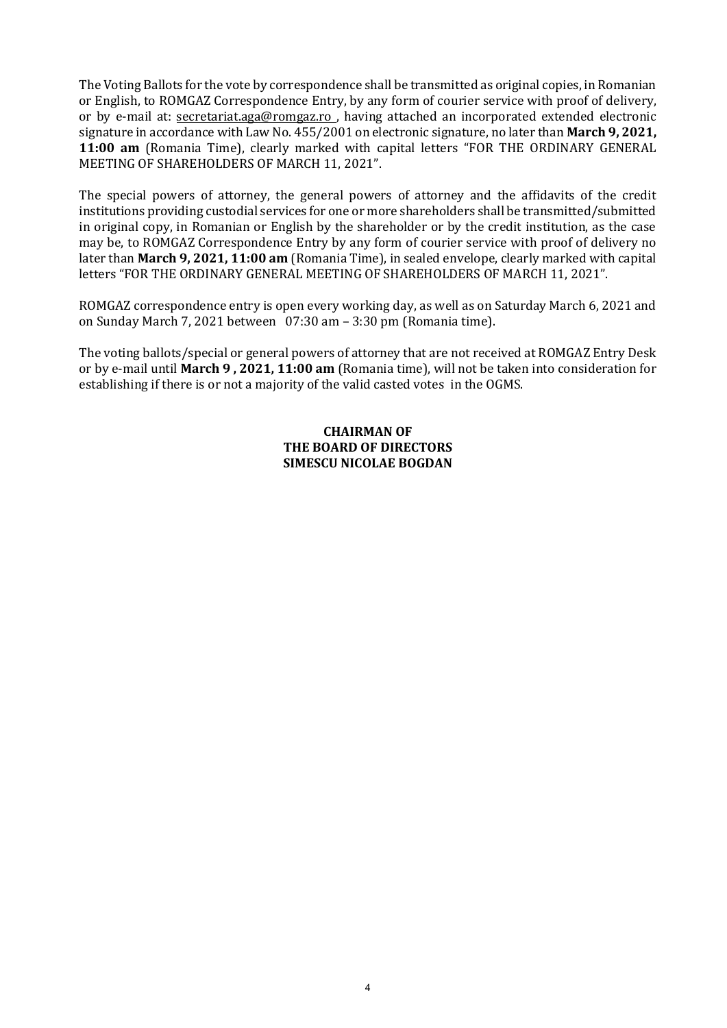The Voting Ballots for the vote by correspondence shall be transmitted as original copies, in Romanian or English, to ROMGAZ Correspondence Entry, by any form of courier service with proof of delivery, or by e-mail at: secretariat.aga@romgaz.ro , having attached an incorporated extended electronic signature in accordance with Law No. 455/2001 on electronic signature, no later than **March 9, 2021, 11:00 am** (Romania Time), clearly marked with capital letters "FOR THE ORDINARY GENERAL MEETING OF SHAREHOLDERS OF MARCH 11, 2021".

The special powers of attorney, the general powers of attorney and the affidavits of the credit institutions providing custodial services for one or more shareholders shall be transmitted/submitted in original copy, in Romanian or English by the shareholder or by the credit institution, as the case may be, to ROMGAZ Correspondence Entry by any form of courier service with proof of delivery no later than **March 9, 2021, 11:00 am** (Romania Time), in sealed envelope, clearly marked with capital letters "FOR THE ORDINARY GENERAL MEETING OF SHAREHOLDERS OF MARCH 11, 2021".

ROMGAZ correspondence entry is open every working day, as well as on Saturday March 6, 2021 and on Sunday March 7, 2021 between 07:30 am – 3:30 pm (Romania time).

The voting ballots/special or general powers of attorney that are not received at ROMGAZ Entry Desk or by e-mail until **March 9 , 2021, 11:00 am** (Romania time), will not be taken into consideration for establishing if there is or not a majority of the valid casted votes in the OGMS.

**CHAIRMAN OF**
**THE BOARD OF DIRECTORS**
**SIMESCU NICOLAE BOGDAN**